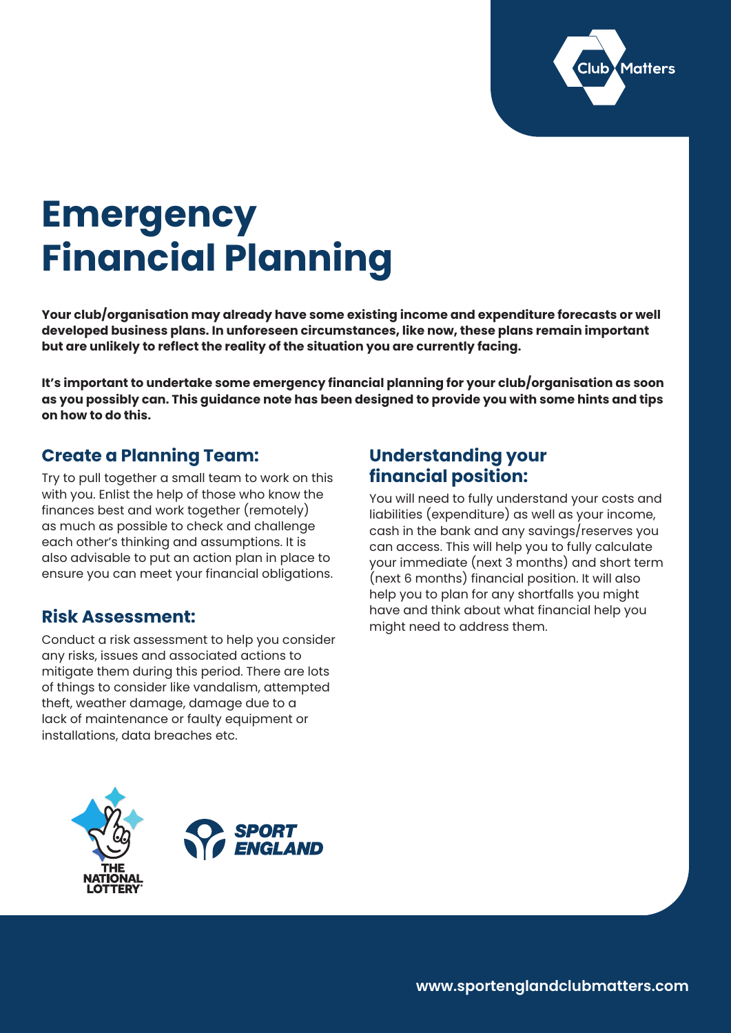# Emergency Financial Planning

**Your club/organisation may already have some existing income and expenditure forecasts or well developed business plans. In unforeseen circumstances, like now, these plans remain important but are unlikely to reflect the reality of the situation you are currently facing.**

**It's important to undertake some emergency financial planning for your club/organisation as soon as you possibly can. This guidance note has been designed to provide you with some hints and tips on how to do this.**

## Create a Planning Team:

Try to pull together a small team to work on this with you. Enlist the help of those who know the finances best and work together (remotely) as much as possible to check and challenge each other's thinking and assumptions. It is also advisable to put an action plan in place to ensure you can meet your financial obligations.

## Risk Assessment:

Conduct a risk assessment to help you consider any risks, issues and associated actions to mitigate them during this period. There are lots of things to consider like vandalism, attempted theft, weather damage, damage due to a lack of maintenance or faulty equipment or installations, data breaches etc.

## Understanding your financial position:

You will need to fully understand your costs and liabilities (expenditure) as well as your income, cash in the bank and any savings/reserves you can access. This will help you to fully calculate your immediate (next 3 months) and short term (next 6 months) financial position. It will also help you to plan for any shortfalls you might have and think about what financial help you might need to address them.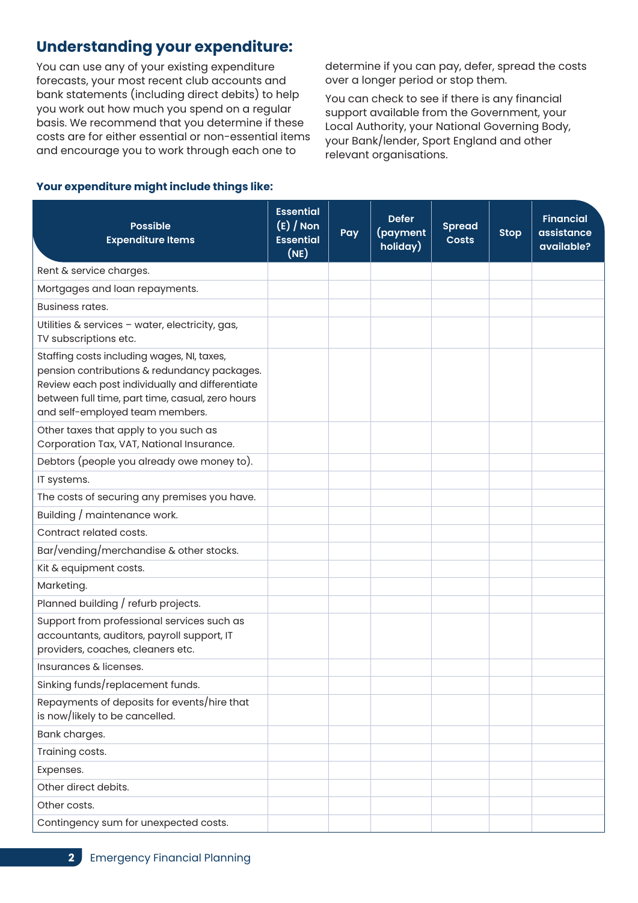## Understanding your expenditure:

You can use any of your existing expenditure forecasts, your most recent club accounts and bank statements (including direct debits) to help you work out how much you spend on a regular basis. We recommend that you determine if these costs are for either essential or non-essential items and encourage you to work through each one to determine if you can pay, defer, spread the costs over a longer period or stop them.

You can check to see if there is any financial support available from the Government, your Local Authority, your National Governing Body, your Bank/lender, Sport England and other relevant organisations.

### Your expenditure might include things like:

| Possible Expenditure Items | Essential (E) / Non Essential (NE) | Pay | Defer (payment holiday) | Spread Costs | Stop | Financial assistance available? |
|---|---|---|---|---|---|---|
| Rent & service charges. | | | | | | |
| Mortgages and loan repayments. | | | | | | |
| Business rates. | | | | | | |
| Utilities & services – water, electricity, gas, TV subscriptions etc. | | | | | | |
| Staffing costs including wages, NI, taxes, pension contributions & redundancy packages. Review each post individually and differentiate between full time, part time, casual, zero hours and self-employed team members. | | | | | | |
| Other taxes that apply to you such as Corporation Tax, VAT, National Insurance. | | | | | | |
| Debtors (people you already owe money to). | | | | | | |
| IT systems. | | | | | | |
| The costs of securing any premises you have. | | | | | | |
| Building / maintenance work. | | | | | | |
| Contract related costs. | | | | | | |
| Bar/vending/merchandise & other stocks. | | | | | | |
| Kit & equipment costs. | | | | | | |
| Marketing. | | | | | | |
| Planned building / refurb projects. | | | | | | |
| Support from professional services such as accountants, auditors, payroll support, IT providers, coaches, cleaners etc. | | | | | | |
| Insurances & licenses. | | | | | | |
| Sinking funds/replacement funds. | | | | | | |
| Repayments of deposits for events/hire that is now/likely to be cancelled. | | | | | | |
| Bank charges. | | | | | | |
| Training costs. | | | | | | |
| Expenses. | | | | | | |
| Other direct debits. | | | | | | |
| Other costs. | | | | | | |
| Contingency sum for unexpected costs. | | | | | | |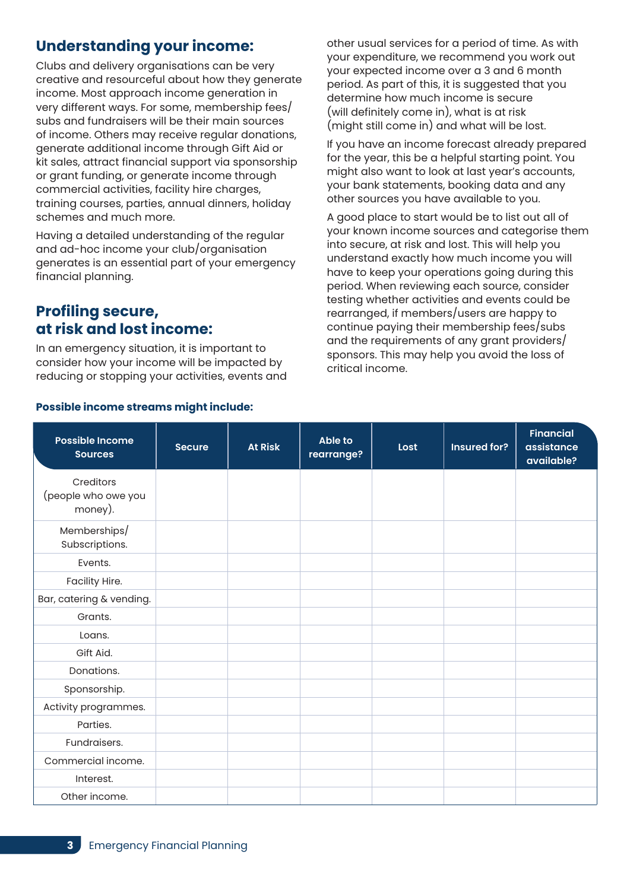## Understanding your income:

Clubs and delivery organisations can be very creative and resourceful about how they generate income. Most approach income generation in very different ways. For some, membership fees/ subs and fundraisers will be their main sources of income. Others may receive regular donations, generate additional income through Gift Aid or kit sales, attract financial support via sponsorship or grant funding, or generate income through commercial activities, facility hire charges, training courses, parties, annual dinners, holiday schemes and much more.

Having a detailed understanding of the regular and ad-hoc income your club/organisation generates is an essential part of your emergency financial planning.

## Profiling secure, at risk and lost income:

In an emergency situation, it is important to consider how your income will be impacted by reducing or stopping your activities, events and other usual services for a period of time. As with your expenditure, we recommend you work out your expected income over a 3 and 6 month period. As part of this, it is suggested that you determine how much income is secure (will definitely come in), what is at risk (might still come in) and what will be lost.

If you have an income forecast already prepared for the year, this be a helpful starting point. You might also want to look at last year's accounts, your bank statements, booking data and any other sources you have available to you.

A good place to start would be to list out all of your known income sources and categorise them into secure, at risk and lost. This will help you understand exactly how much income you will have to keep your operations going during this period. When reviewing each source, consider testing whether activities and events could be rearranged, if members/users are happy to continue paying their membership fees/subs and the requirements of any grant providers/ sponsors. This may help you avoid the loss of critical income.

**Possible income streams might include:**

| Possible Income Sources | Secure | At Risk | Able to rearrange? | Lost | Insured for? | Financial assistance available? |
|---|---|---|---|---|---|---|
| Creditors (people who owe you money). | | | | | | |
| Memberships/ Subscriptions. | | | | | | |
| Events. | | | | | | |
| Facility Hire. | | | | | | |
| Bar, catering & vending. | | | | | | |
| Grants. | | | | | | |
| Loans. | | | | | | |
| Gift Aid. | | | | | | |
| Donations. | | | | | | |
| Sponsorship. | | | | | | |
| Activity programmes. | | | | | | |
| Parties. | | | | | | |
| Fundraisers. | | | | | | |
| Commercial income. | | | | | | |
| Interest. | | | | | | |
| Other income. | | | | | | |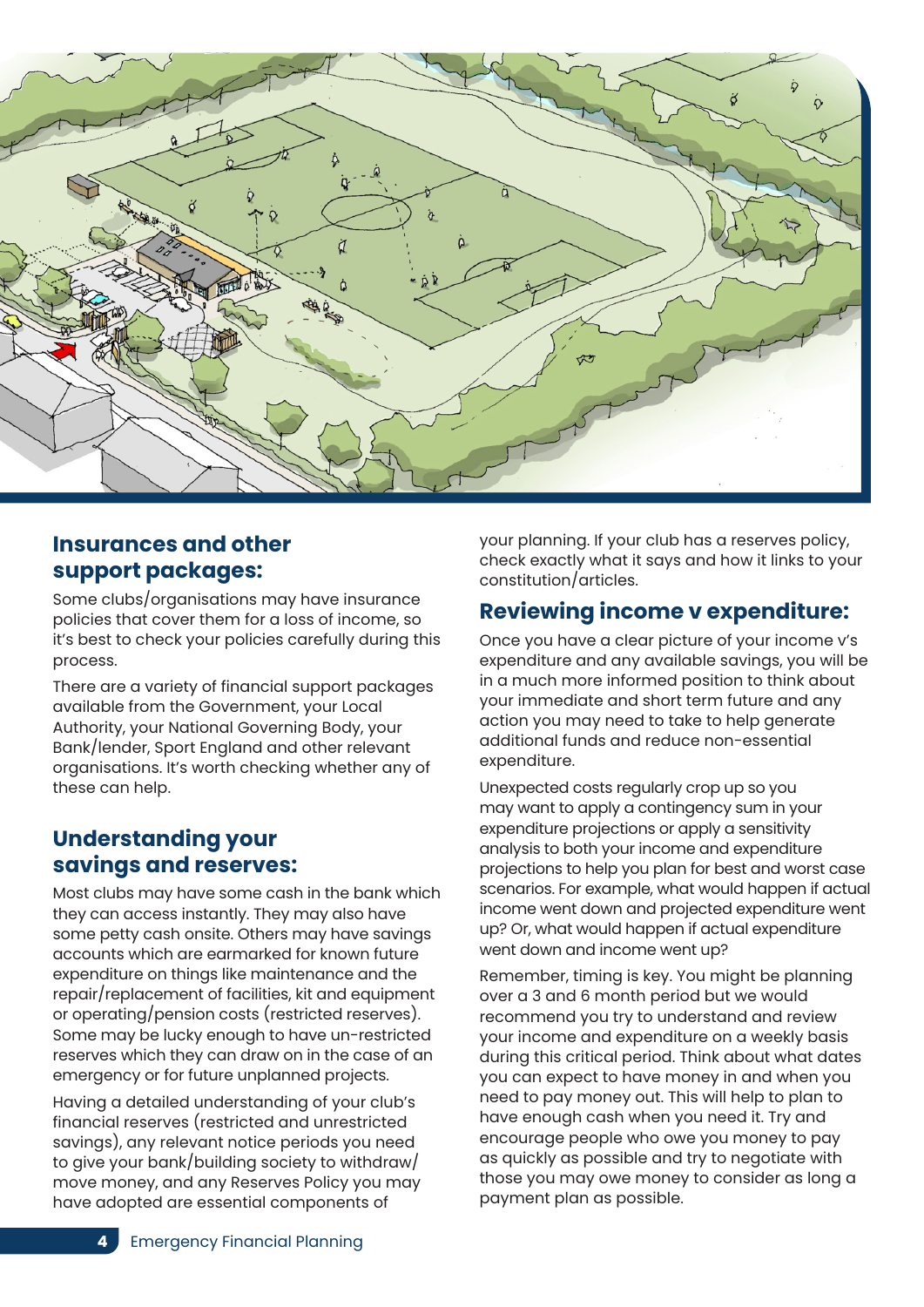## Insurances and other support packages:

Some clubs/organisations may have insurance policies that cover them for a loss of income, so it's best to check your policies carefully during this process.

There are a variety of financial support packages available from the Government, your Local Authority, your National Governing Body, your Bank/lender, Sport England and other relevant organisations. It's worth checking whether any of these can help.

## Understanding your savings and reserves:

Most clubs may have some cash in the bank which they can access instantly. They may also have some petty cash onsite. Others may have savings accounts which are earmarked for known future expenditure on things like maintenance and the repair/replacement of facilities, kit and equipment or operating/pension costs (restricted reserves). Some may be lucky enough to have un-restricted reserves which they can draw on in the case of an emergency or for future unplanned projects.

Having a detailed understanding of your club's financial reserves (restricted and unrestricted savings), any relevant notice periods you need to give your bank/building society to withdraw/move money, and any Reserves Policy you may have adopted are essential components of your planning. If your club has a reserves policy, check exactly what it says and how it links to your constitution/articles.

## Reviewing income v expenditure:

Once you have a clear picture of your income v's expenditure and any available savings, you will be in a much more informed position to think about your immediate and short term future and any action you may need to take to help generate additional funds and reduce non-essential expenditure.

Unexpected costs regularly crop up so you may want to apply a contingency sum in your expenditure projections or apply a sensitivity analysis to both your income and expenditure projections to help you plan for best and worst case scenarios. For example, what would happen if actual income went down and projected expenditure went up? Or, what would happen if actual expenditure went down and income went up?

Remember, timing is key. You might be planning over a 3 and 6 month period but we would recommend you try to understand and review your income and expenditure on a weekly basis during this critical period. Think about what dates you can expect to have money in and when you need to pay money out. This will help to plan to have enough cash when you need it. Try and encourage people who owe you money to pay as quickly as possible and try to negotiate with those you may owe money to consider as long a payment plan as possible.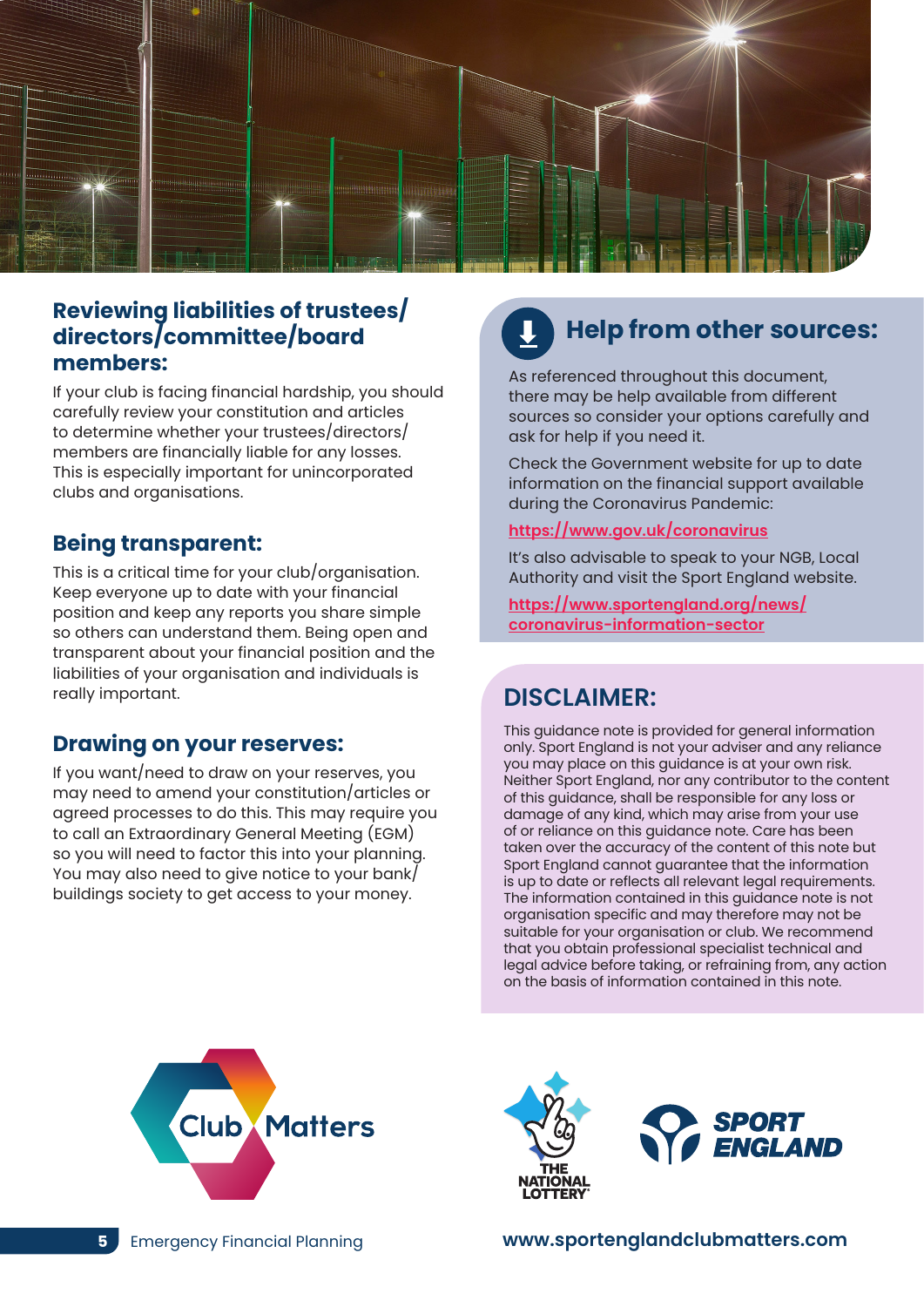## Reviewing liabilities of trustees/directors/committee/board members:

If your club is facing financial hardship, you should carefully review your constitution and articles to determine whether your trustees/directors/members are financially liable for any losses. This is especially important for unincorporated clubs and organisations.

## Being transparent:

This is a critical time for your club/organisation. Keep everyone up to date with your financial position and keep any reports you share simple so others can understand them. Being open and transparent about your financial position and the liabilities of your organisation and individuals is really important.

## Drawing on your reserves:

If you want/need to draw on your reserves, you may need to amend your constitution/articles or agreed processes to do this. This may require you to call an Extraordinary General Meeting (EGM) so you will need to factor this into your planning. You may also need to give notice to your bank/buildings society to get access to your money.

## Help from other sources:

As referenced throughout this document, there may be help available from different sources so consider your options carefully and ask for help if you need it.

Check the Government website for up to date information on the financial support available during the Coronavirus Pandemic:

https://www.gov.uk/coronavirus

It's also advisable to speak to your NGB, Local Authority and visit the Sport England website.

https://www.sportengland.org/news/coronavirus-information-sector

## DISCLAIMER:

This guidance note is provided for general information only. Sport England is not your adviser and any reliance you may place on this guidance is at your own risk. Neither Sport England, nor any contributor to the content of this guidance, shall be responsible for any loss or damage of any kind, which may arise from your use of or reliance on this guidance note. Care has been taken over the accuracy of the content of this note but Sport England cannot guarantee that the information is up to date or reflects all relevant legal requirements. The information contained in this guidance note is not organisation specific and may therefore may not be suitable for your organisation or club. We recommend that you obtain professional specialist technical and legal advice before taking, or refraining from, any action on the basis of information contained in this note.

Club Matters

THE NATIONAL LOTTERY

SPORT ENGLAND

www.sportenglandclubmatters.com